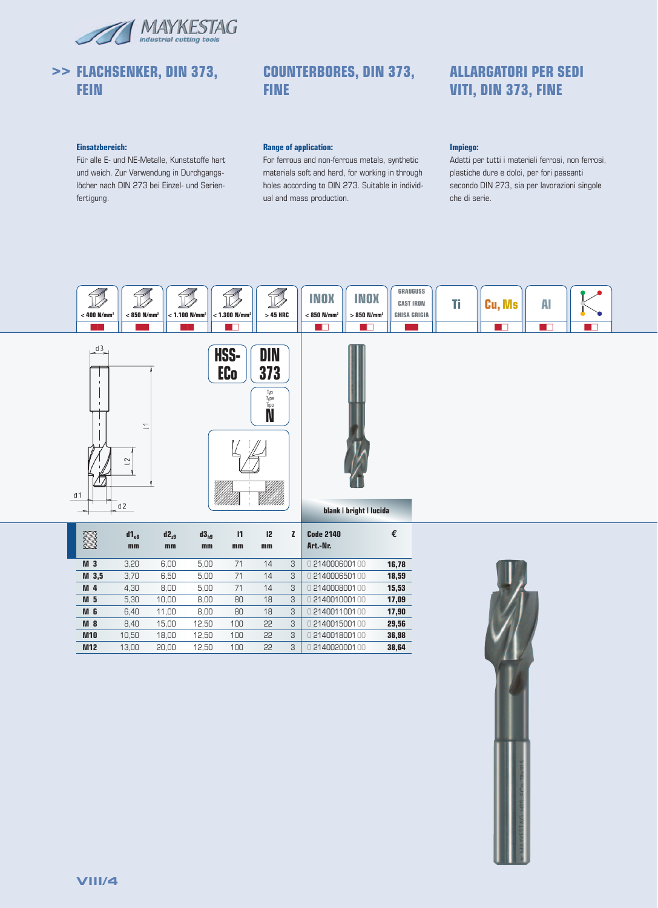MAYKESTAG industrial cutting tools

# >> FLACHSENKER, DIN 373, FEIN

# COUNTERBORES, DIN 373, FINE

# ALLARGATORI PER SEDI VITI, DIN 373, FINE

**Einsatzbereich:**
Für alle E- und NE-Metalle, Kunststoffe hart und weich. Zur Verwendung in Durchgangslöcher nach DIN 273 bei Einzel- und Serienfertigung.

**Range of application:**
For ferrous and non-ferrous metals, synthetic materials soft and hard, for working in through holes according to DIN 273. Suitable in individual and mass production.

**Impiego:**
Adatti per tutti i materiali ferrosi, non ferrosi, plastiche dure e dolci, per fori passanti secondo DIN 273, sia per lavorazioni singole che di serie.

| < 400 N/mm² | < 850 N/mm² | < 1.100 N/mm² | < 1.300 N/mm² | > 45 HRC | INOX < 850 N/mm² | INOX > 850 N/mm² | GRAUGUSS CAST IRON GHISA GRIGIA | Ti | Cu, Ms | Al | |
|---|---|---|---|---|---|---|---|---|---|---|---|
| ■ | ■ | ■ | ◧ | | ◧ | ◧ | ■ | | ◧ | ◧ | ◧ |

HSS-ECo | DIN 373 | Typ / Type / Tipo N

blank | bright | lucida

| | $d1_{e8}$ mm | $d2_{z9}$ mm | $d3_{h9}$ mm | l1 mm | l2 mm | Z | Code 2140 Art.-Nr. | € |
|---|---|---|---|---|---|---|---|---|
| M 3 | 3,20 | 6,00 | 5,00 | 71 | 14 | 3 | 0 2140006001 00 | 16,78 |
| M 3,5 | 3,70 | 6,50 | 5,00 | 71 | 14 | 3 | 0 2140006501 00 | 18,59 |
| M 4 | 4,30 | 8,00 | 5,00 | 71 | 14 | 3 | 0 2140008001 00 | 15,53 |
| M 5 | 5,30 | 10,00 | 8,00 | 80 | 18 | 3 | 0 2140010001 00 | 17,09 |
| M 6 | 6,40 | 11,00 | 8,00 | 80 | 18 | 3 | 0 2140011001 00 | 17,90 |
| M 8 | 8,40 | 15,00 | 12,50 | 100 | 22 | 3 | 0 2140015001 00 | 29,56 |
| M10 | 10,50 | 18,00 | 12,50 | 100 | 22 | 3 | 0 2140018001 00 | 36,98 |
| M12 | 13,00 | 20,00 | 12,50 | 100 | 22 | 3 | 0 2140020001 00 | 38,64 |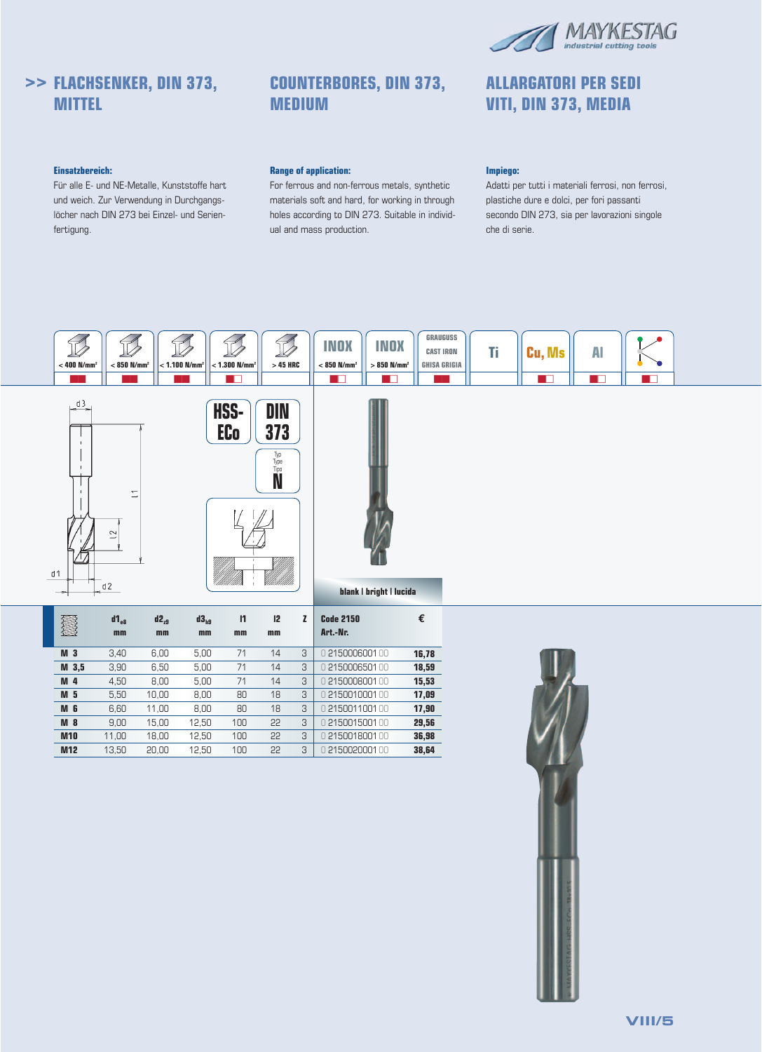## >> FLACHSENKER, DIN 373, MITTEL

## COUNTERBORES, DIN 373, MEDIUM

## ALLARGATORI PER SEDI VITI, DIN 373, MEDIA

**Einsatzbereich:**
Für alle E- und NE-Metalle, Kunststoffe hart und weich. Zur Verwendung in Durchgangslöcher nach DIN 273 bei Einzel- und Serienfertigung.

**Range of application:**
For ferrous and non-ferrous metals, synthetic materials soft and hard, for working in through holes according to DIN 273. Suitable in individual and mass production.

**Impiego:**
Adatti per tutti i materiali ferrosi, non ferrosi, plastiche dure e dolci, per fori passanti secondo DIN 273, sia per lavorazioni singole che di serie.

| < 400 N/mm² | < 850 N/mm² | < 1.100 N/mm² | < 1.300 N/mm² | > 45 HRC | INOX < 850 N/mm² | INOX > 850 N/mm² | GRAUGUSS CAST IRON GHISA GRIGIA | Ti | Cu, Ms | Al |
|---|---|---|---|---|---|---|---|---|---|---|

HSS-ECo | DIN 373 | Typ Type Tipo N

blank | bright | lucida

| | $d1_{e8}$ mm | $d2_{z9}$ mm | $d3_{h9}$ mm | l1 mm | l2 mm | Z | Code 2150 Art.-Nr. | € |
|---|---|---|---|---|---|---|---|---|
| M 3 | 3,40 | 6,00 | 5,00 | 71 | 14 | 3 | 0 2150006001 00 | 16,78 |
| M 3,5 | 3,90 | 6,50 | 5,00 | 71 | 14 | 3 | 0 2150006501 00 | 18,59 |
| M 4 | 4,50 | 8,00 | 5,00 | 71 | 14 | 3 | 0 2150008001 00 | 15,53 |
| M 5 | 5,50 | 10,00 | 8,00 | 80 | 18 | 3 | 0 2150010001 00 | 17,09 |
| M 6 | 6,60 | 11,00 | 8,00 | 80 | 18 | 3 | 0 2150011001 00 | 17,90 |
| M 8 | 9,00 | 15,00 | 12,50 | 100 | 22 | 3 | 0 2150015001 00 | 29,56 |
| M10 | 11,00 | 18,00 | 12,50 | 100 | 22 | 3 | 0 2150018001 00 | 36,98 |
| M12 | 13,50 | 20,00 | 12,50 | 100 | 22 | 3 | 0 2150020001 00 | 38,64 |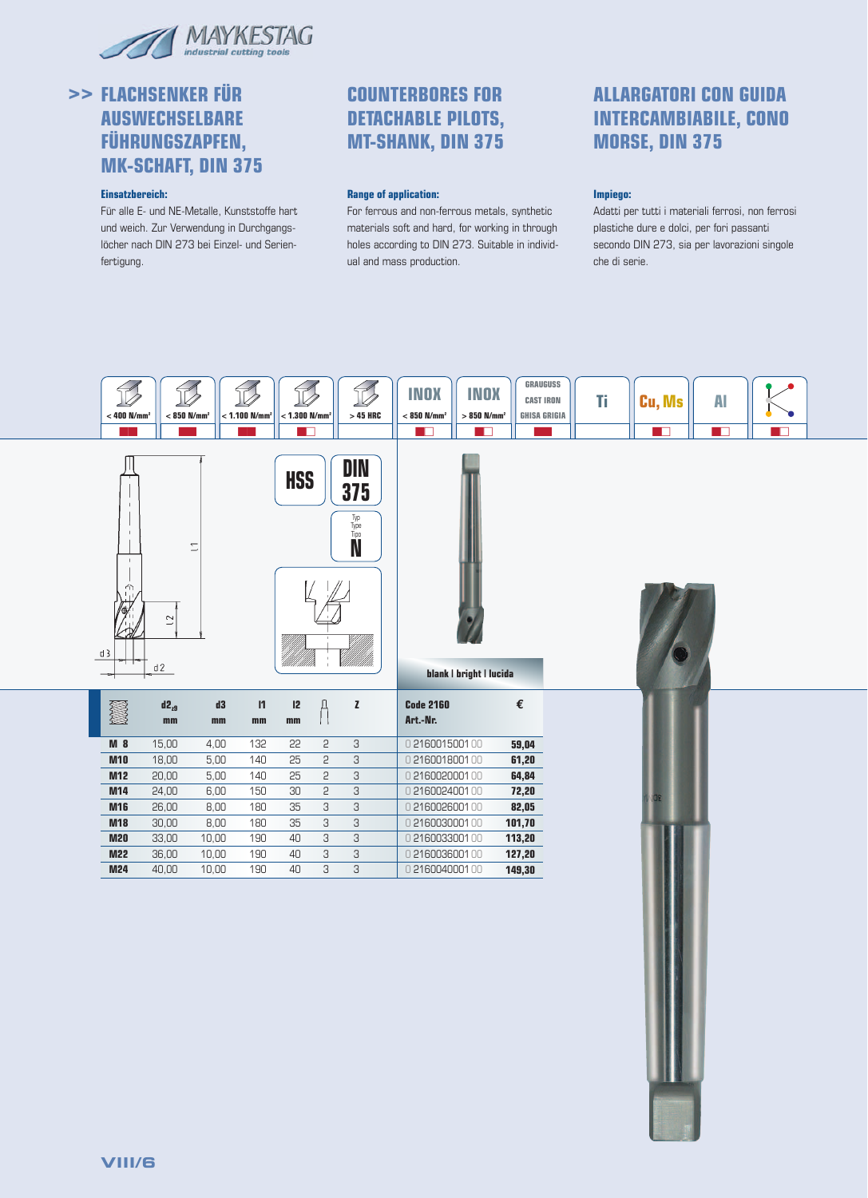# >> FLACHSENKER FÜR AUSWECHSELBARE FÜHRUNGSZAPFEN, MK-SCHAFT, DIN 375

**Einsatzbereich:**
Für alle E- und NE-Metalle, Kunststoffe hart und weich. Zur Verwendung in Durchgangslöcher nach DIN 273 bei Einzel- und Serienfertigung.

# COUNTERBORES FOR DETACHABLE PILOTS, MT-SHANK, DIN 375

**Range of application:**
For ferrous and non-ferrous metals, synthetic materials soft and hard, for working in through holes according to DIN 273. Suitable in individual and mass production.

# ALLARGATORI CON GUIDA INTERCAMBIABILE, CONO MORSE, DIN 375

**Impiego:**
Adatti per tutti i materiali ferrosi, non ferrosi plastiche dure e dolci, per fori passanti secondo DIN 273, sia per lavorazioni singole che di serie.

| < 400 N/mm² | < 850 N/mm² | < 1.100 N/mm² | < 1.300 N/mm² | > 45 HRC | INOX < 850 N/mm² | INOX > 850 N/mm² | GRAUGUSS CAST IRON GHISA GRIGIA | Ti | Cu, Ms | Al | |
|---|---|---|---|---|---|---|---|---|---|---|---|

HSS | DIN 375 | Typ / Type / Tipo N

blank | bright | lucida

| | $d2_{z9}$ mm | d3 mm | l1 mm | l2 mm | MK | Z | Code 2160 Art.-Nr. | € |
|---|---|---|---|---|---|---|---|---|
| M 8 | 15,00 | 4,00 | 132 | 22 | 2 | 3 | 0 2160015001 00 | 59,04 |
| M10 | 18,00 | 5,00 | 140 | 25 | 2 | 3 | 0 2160018001 00 | 61,20 |
| M12 | 20,00 | 5,00 | 140 | 25 | 2 | 3 | 0 2160020001 00 | 64,84 |
| M14 | 24,00 | 6,00 | 150 | 30 | 2 | 3 | 0 2160024001 00 | 72,20 |
| M16 | 26,00 | 8,00 | 180 | 35 | 3 | 3 | 0 2160026001 00 | 82,05 |
| M18 | 30,00 | 8,00 | 180 | 35 | 3 | 3 | 0 2160030001 00 | 101,70 |
| M20 | 33,00 | 10,00 | 190 | 40 | 3 | 3 | 0 2160033001 00 | 113,20 |
| M22 | 36,00 | 10,00 | 190 | 40 | 3 | 3 | 0 2160036001 00 | 127,20 |
| M24 | 40,00 | 10,00 | 190 | 40 | 3 | 3 | 0 2160040001 00 | 149,30 |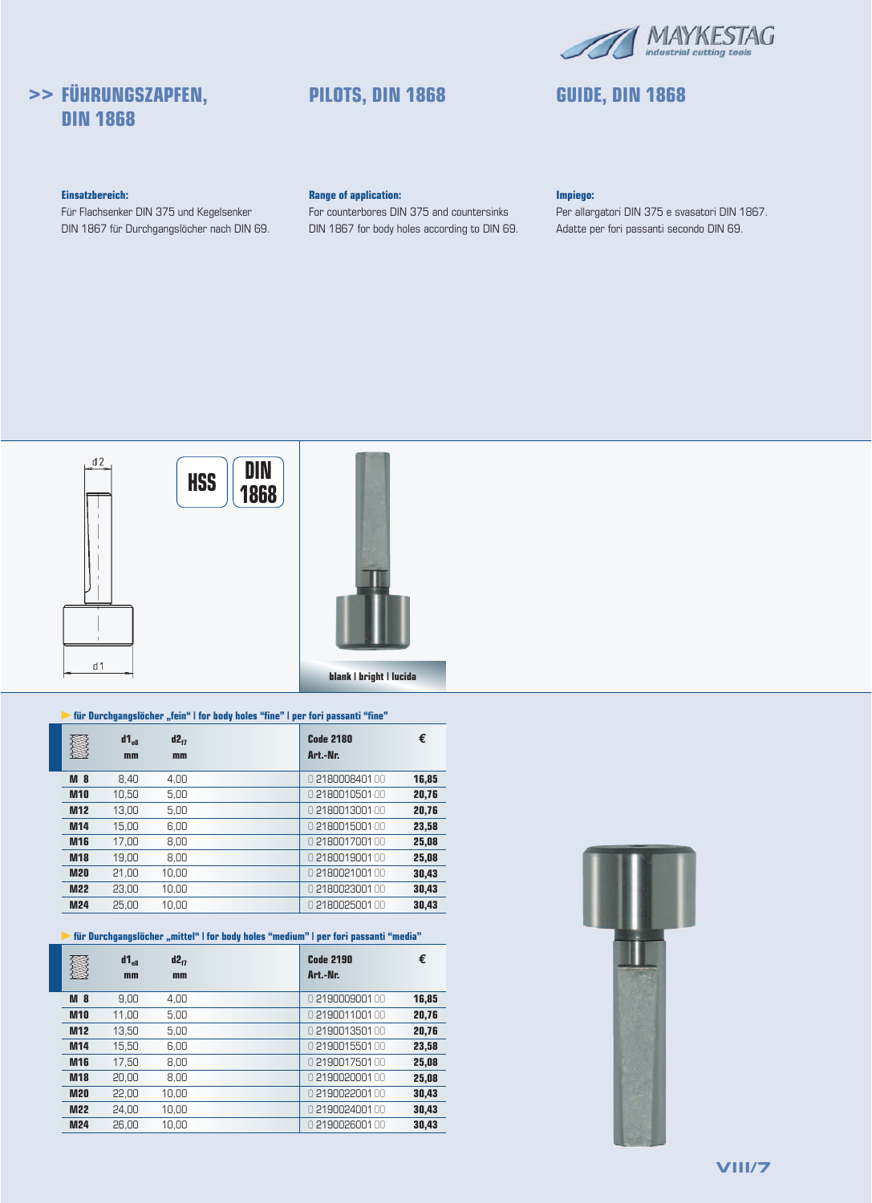# >> FÜHRUNGSZAPFEN, DIN 1868

# PILOTS, DIN 1868

# GUIDE, DIN 1868

**Einsatzbereich:**
Für Flachsenker DIN 375 und Kegelsenker DIN 1867 für Durchgangslöcher nach DIN 69.

**Range of application:**
For counterbores DIN 375 and countersinks DIN 1867 for body holes according to DIN 69.

**Impiego:**
Per allargatori DIN 375 e svasatori DIN 1867. Adatte per fori passanti secondo DIN 69.

d2

d1

HSS

DIN 1868

blank | bright | lucida

▶ **für Durchgangslöcher „fein" | for body holes "fine" | per fori passanti "fine"**

| | $d1_{e8}$ mm | $d2_{f7}$ mm | Code 2180 Art.-Nr. | € |
|---|---|---|---|---|
| M 8 | 8,40 | 4,00 | 0 2180008401 00 | 16,85 |
| M10 | 10,50 | 5,00 | 0 2180010501 00 | 20,76 |
| M12 | 13,00 | 5,00 | 0 2180013001 00 | 20,76 |
| M14 | 15,00 | 6,00 | 0 2180015001 00 | 23,58 |
| M16 | 17,00 | 8,00 | 0 2180017001 00 | 25,08 |
| M18 | 19,00 | 8,00 | 0 2180019001 00 | 25,08 |
| M20 | 21,00 | 10,00 | 0 2180021001 00 | 30,43 |
| M22 | 23,00 | 10,00 | 0 2180023001 00 | 30,43 |
| M24 | 25,00 | 10,00 | 0 2180025001 00 | 30,43 |

▶ **für Durchgangslöcher „mittel" | for body holes "medium" | per fori passanti "media"**

| | $d1_{e8}$ mm | $d2_{f7}$ mm | Code 2190 Art.-Nr. | € |
|---|---|---|---|---|
| M 8 | 9,00 | 4,00 | 0 2190009001 00 | 16,85 |
| M10 | 11,00 | 5,00 | 0 2190011001 00 | 20,76 |
| M12 | 13,50 | 5,00 | 0 2190013501 00 | 20,76 |
| M14 | 15,50 | 6,00 | 0 2190015501 00 | 23,58 |
| M16 | 17,50 | 8,00 | 0 2190017501 00 | 25,08 |
| M18 | 20,00 | 8,00 | 0 2190020001 00 | 25,08 |
| M20 | 22,00 | 10,00 | 0 2190022001 00 | 30,43 |
| M22 | 24,00 | 10,00 | 0 2190024001 00 | 30,43 |
| M24 | 26,00 | 10,00 | 0 2190026001 00 | 30,43 |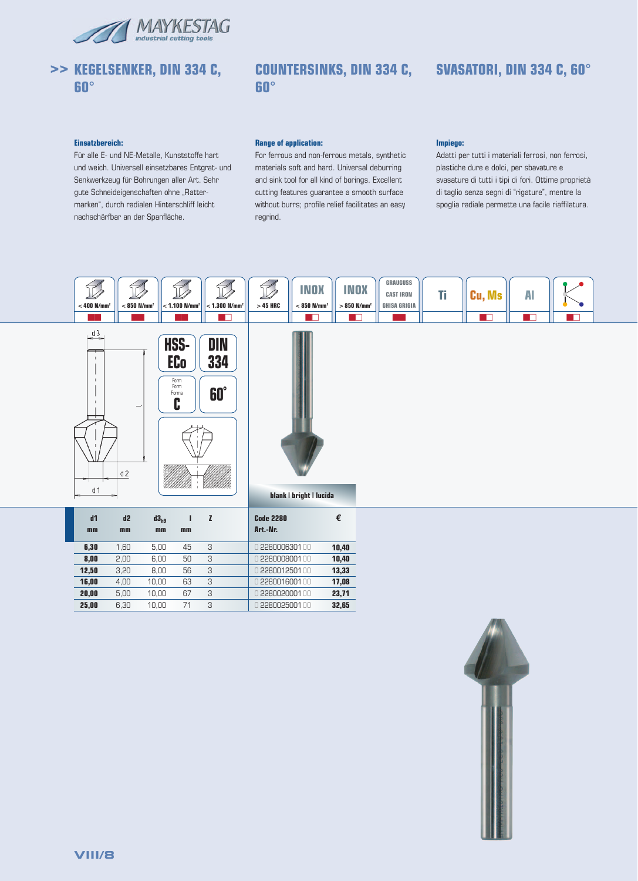# >> KEGELSENKER, DIN 334 C, 60°

# COUNTERSINKS, DIN 334 C, 60°

# SVASATORI, DIN 334 C, 60°

**Einsatzbereich:**
Für alle E- und NE-Metalle, Kunststoffe hart und weich. Universell einsetzbares Entgrat- und Senkwerkzeug für Bohrungen aller Art. Sehr gute Schneideigenschaften ohne „Rattermarken", durch radialen Hinterschliff leicht nachschärfbar an der Spanfläche.

**Range of application:**
For ferrous and non-ferrous metals, synthetic materials soft and hard. Universal deburring and sink tool for all kind of borings. Excellent cutting features guarantee a smooth surface without burrs; profile relief facilitates an easy regrind.

**Impiego:**
Adatti per tutti i materiali ferrosi, non ferrosi, plastiche dure e dolci, per sbavature e svasature di tutti i tipi di fori. Ottime proprietà di taglio senza segni di "rigature", mentre la spoglia radiale permette una facile riaffilatura.

| < 400 N/mm² | < 850 N/mm² | < 1.100 N/mm² | < 1.300 N/mm² | > 45 HRC | INOX < 850 N/mm² | INOX > 850 N/mm² | GRAUGUSS CAST IRON GHISA GRIGIA | Ti | Cu, Ms | Al |
|---|---|---|---|---|---|---|---|---|---|---|

HSS-ECo | DIN 334 | Form Form Forma C | 60°

blank | bright | lucida

| d1 mm | d2 mm | $d3_{h9}$ mm | l mm | Z | Code 2280 Art.-Nr. | € |
|---|---|---|---|---|---|---|
| 6,30 | 1,60 | 5,00 | 45 | 3 | 0 2280006301 00 | 10,40 |
| 8,00 | 2,00 | 6,00 | 50 | 3 | 0 2280008001 00 | 10,40 |
| 12,50 | 3,20 | 8,00 | 56 | 3 | 0 2280012501 00 | 13,33 |
| 16,00 | 4,00 | 10,00 | 63 | 3 | 0 2280016001 00 | 17,08 |
| 20,00 | 5,00 | 10,00 | 67 | 3 | 0 2280020001 00 | 23,71 |
| 25,00 | 6,30 | 10,00 | 71 | 3 | 0 2280025001 00 | 32,65 |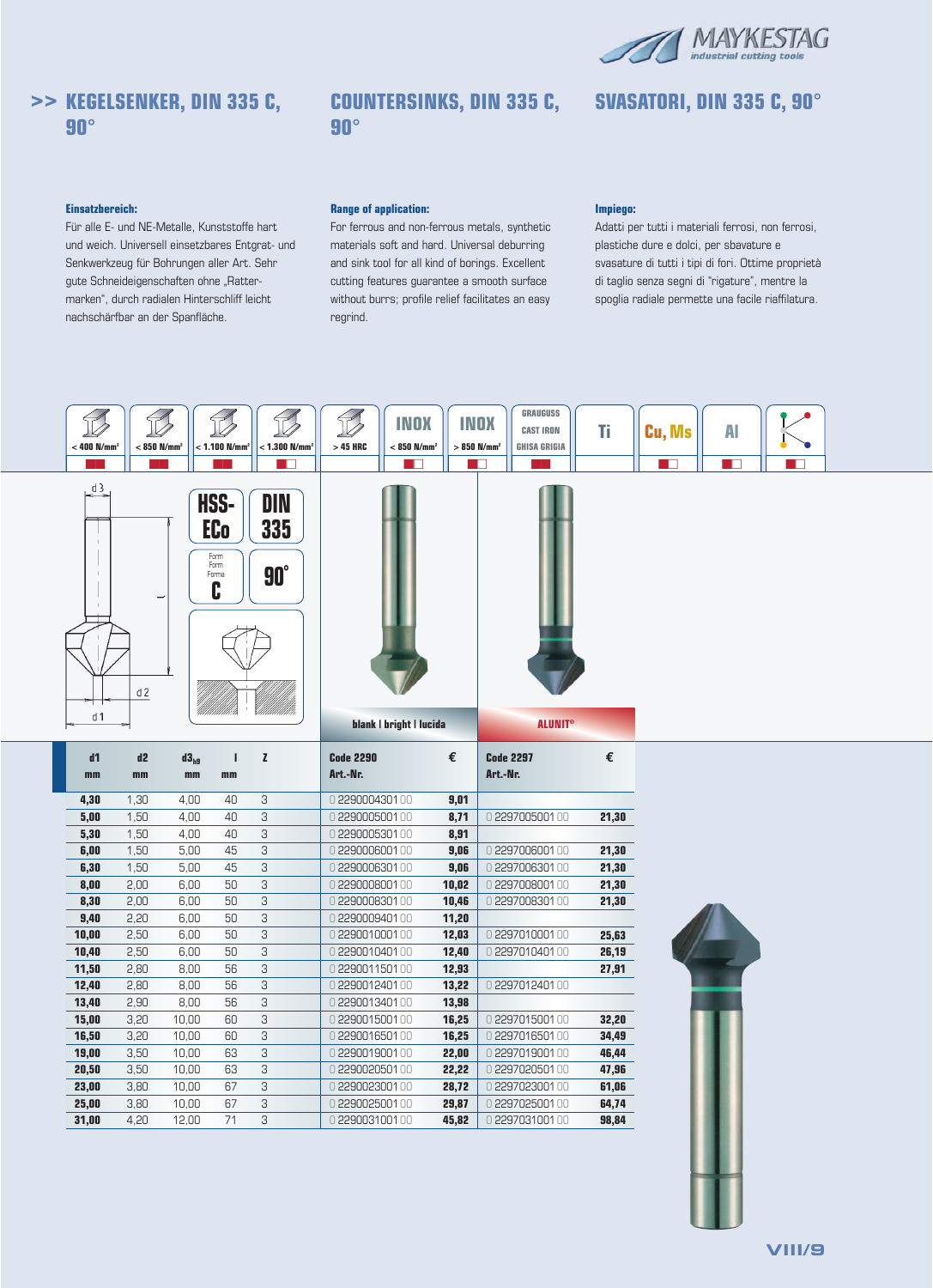## >> KEGELSENKER, DIN 335 C, 90°

## COUNTERSINKS, DIN 335 C, 90°

## SVASATORI, DIN 335 C, 90°

**Einsatzbereich:**
Für alle E- und NE-Metalle, Kunststoffe hart und weich. Universell einsetzbares Entgrat- und Senkwerkzeug für Bohrungen aller Art. Sehr gute Schneideigenschaften ohne „Rattermarken", durch radialen Hinterschliff leicht nachschärfbar an der Spanfläche.

**Range of application:**
For ferrous and non-ferrous metals, synthetic materials soft and hard. Universal deburring and sink tool for all kind of borings. Excellent cutting features guarantee a smooth surface without burrs; profile relief facilitates an easy regrind.

**Impiego:**
Adatti per tutti i materiali ferrosi, non ferrosi, plastiche dure e dolci, per sbavature e svasature di tutti i tipi di fori. Ottime proprietà di taglio senza segni di "rigature", mentre la spoglia radiale permette una facile riaffilatura.

| < 400 N/mm² | < 850 N/mm² | < 1.100 N/mm² | < 1.300 N/mm² | > 45 HRC | INOX < 850 N/mm² | INOX > 850 N/mm² | GRAUGUSS CAST IRON GHISA GRIGIA | Ti | Cu, Ms | Al | |
|---|---|---|---|---|---|---|---|---|---|---|---|

HSS-ECo | DIN 335 | Form Form Forma C | 90°

| d1 mm | d2 mm | d3 h9 mm | l mm | z | blank \| bright \| lucida Code 2290 Art.-Nr. | € | ALUNIT® Code 2297 Art.-Nr. | € |
|---|---|---|---|---|---|---|---|---|
| 4,30 | 1,30 | 4,00 | 40 | 3 | 0 2290004301 00 | 9,01 | | |
| 5,00 | 1,50 | 4,00 | 40 | 3 | 0 2290005001 00 | 8,71 | 0 2297005001 00 | 21,30 |
| 5,30 | 1,50 | 4,00 | 40 | 3 | 0 2290005301 00 | 8,91 | | |
| 6,00 | 1,50 | 5,00 | 45 | 3 | 0 2290006001 00 | 9,06 | 0 2297006001 00 | 21,30 |
| 6,30 | 1,50 | 5,00 | 45 | 3 | 0 2290006301 00 | 9,06 | 0 2297006301 00 | 21,30 |
| 8,00 | 2,00 | 6,00 | 50 | 3 | 0 2290008001 00 | 10,02 | 0 2297008001 00 | 21,30 |
| 8,30 | 2,00 | 6,00 | 50 | 3 | 0 2290008301 00 | 10,46 | 0 2297008301 00 | 21,30 |
| 9,40 | 2,20 | 6,00 | 50 | 3 | 0 2290009401 00 | 11,20 | | |
| 10,00 | 2,50 | 6,00 | 50 | 3 | 0 2290010001 00 | 12,03 | 0 2297010001 00 | 25,63 |
| 10,40 | 2,50 | 6,00 | 50 | 3 | 0 2290010401 00 | 12,40 | 0 2297010401 00 | 26,19 |
| 11,50 | 2,80 | 8,00 | 56 | 3 | 0 2290011501 00 | 12,93 | | 27,91 |
| 12,40 | 2,80 | 8,00 | 56 | 3 | 0 2290012401 00 | 13,22 | 0 2297012401 00 | |
| 13,40 | 2,90 | 8,00 | 56 | 3 | 0 2290013401 00 | 13,98 | | |
| 15,00 | 3,20 | 10,00 | 60 | 3 | 0 2290015001 00 | 16,25 | 0 2297015001 00 | 32,20 |
| 16,50 | 3,20 | 10,00 | 60 | 3 | 0 2290016501 00 | 16,25 | 0 2297016501 00 | 34,49 |
| 19,00 | 3,50 | 10,00 | 63 | 3 | 0 2290019001 00 | 22,00 | 0 2297019001 00 | 46,44 |
| 20,50 | 3,50 | 10,00 | 63 | 3 | 0 2290020501 00 | 22,22 | 0 2297020501 00 | 47,96 |
| 23,00 | 3,80 | 10,00 | 67 | 3 | 0 2290023001 00 | 28,72 | 0 2297023001 00 | 61,06 |
| 25,00 | 3,80 | 10,00 | 67 | 3 | 0 2290025001 00 | 29,87 | 0 2297025001 00 | 64,74 |
| 31,00 | 4,20 | 12,00 | 71 | 3 | 0 2290031001 00 | 45,82 | 0 2297031001 00 | 98,84 |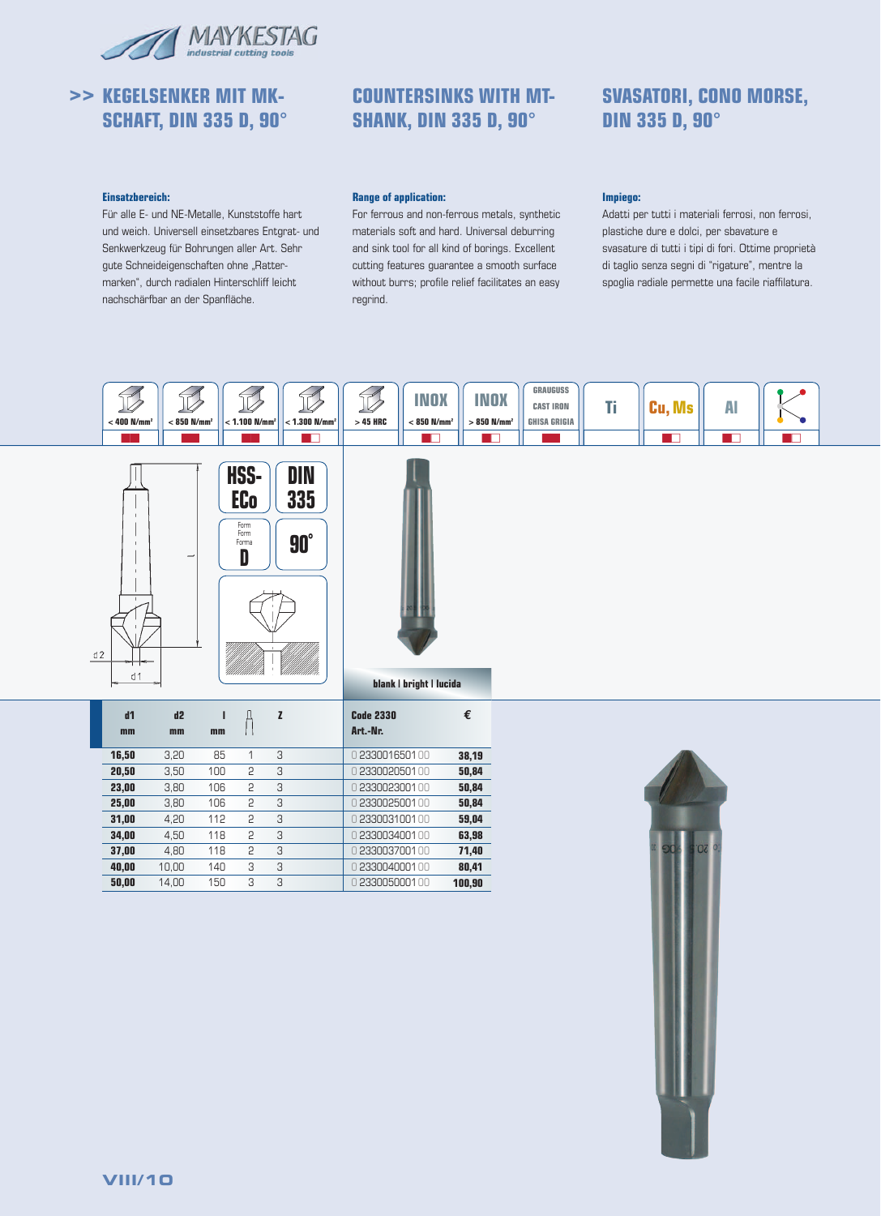MAYKESTAG industrial cutting tools

# >> KEGELSENKER MIT MK-SCHAFT, DIN 335 D, 90°

# COUNTERSINKS WITH MT-SHANK, DIN 335 D, 90°

# SVASATORI, CONO MORSE, DIN 335 D, 90°

**Einsatzbereich:**
Für alle E- und NE-Metalle, Kunststoffe hart und weich. Universell einsetzbares Entgrat- und Senkwerkzeug für Bohrungen aller Art. Sehr gute Schneideigenschaften ohne „Rattermarken", durch radialen Hinterschliff leicht nachschärfbar an der Spanfläche.

**Range of application:**
For ferrous and non-ferrous metals, synthetic materials soft and hard. Universal deburring and sink tool for all kind of borings. Excellent cutting features guarantee a smooth surface without burrs; profile relief facilitates an easy regrind.

**Impiego:**
Adatti per tutti i materiali ferrosi, non ferrosi, plastiche dure e dolci, per sbavature e svasature di tutti i tipi di fori. Ottime proprietà di taglio senza segni di "rigature", mentre la spoglia radiale permette una facile riaffilatura.

| < 400 N/mm² | < 850 N/mm² | < 1.100 N/mm² | < 1.300 N/mm² | > 45 HRC | INOX < 850 N/mm² | INOX > 850 N/mm² | GRAUGUSS CAST IRON GHISA GRIGIA | Ti | Cu, Ms | Al | |
|---|---|---|---|---|---|---|---|---|---|---|---|

HSS-ECo | DIN 335 | Form Form Forma D | 90°

blank | bright | lucida

| d1 mm | d2 mm | l mm | MK | Z | Code 2330 Art.-Nr. | € |
|---|---|---|---|---|---|---|
| **16,50** | 3,20 | 85 | 1 | 3 | 0 2330016501 00 | **38,19** |
| **20,50** | 3,50 | 100 | 2 | 3 | 0 2330020501 00 | **50,84** |
| **23,00** | 3,80 | 106 | 2 | 3 | 0 2330023001 00 | **50,84** |
| **25,00** | 3,80 | 106 | 2 | 3 | 0 2330025001 00 | **50,84** |
| **31,00** | 4,20 | 112 | 2 | 3 | 0 2330031001 00 | **59,04** |
| **34,00** | 4,50 | 118 | 2 | 3 | 0 2330034001 00 | **63,98** |
| **37,00** | 4,80 | 118 | 2 | 3 | 0 2330037001 00 | **71,40** |
| **40,00** | 10,00 | 140 | 3 | 3 | 0 2330040001 00 | **80,41** |
| **50,00** | 14,00 | 150 | 3 | 3 | 0 2330050001 00 | **100,90** |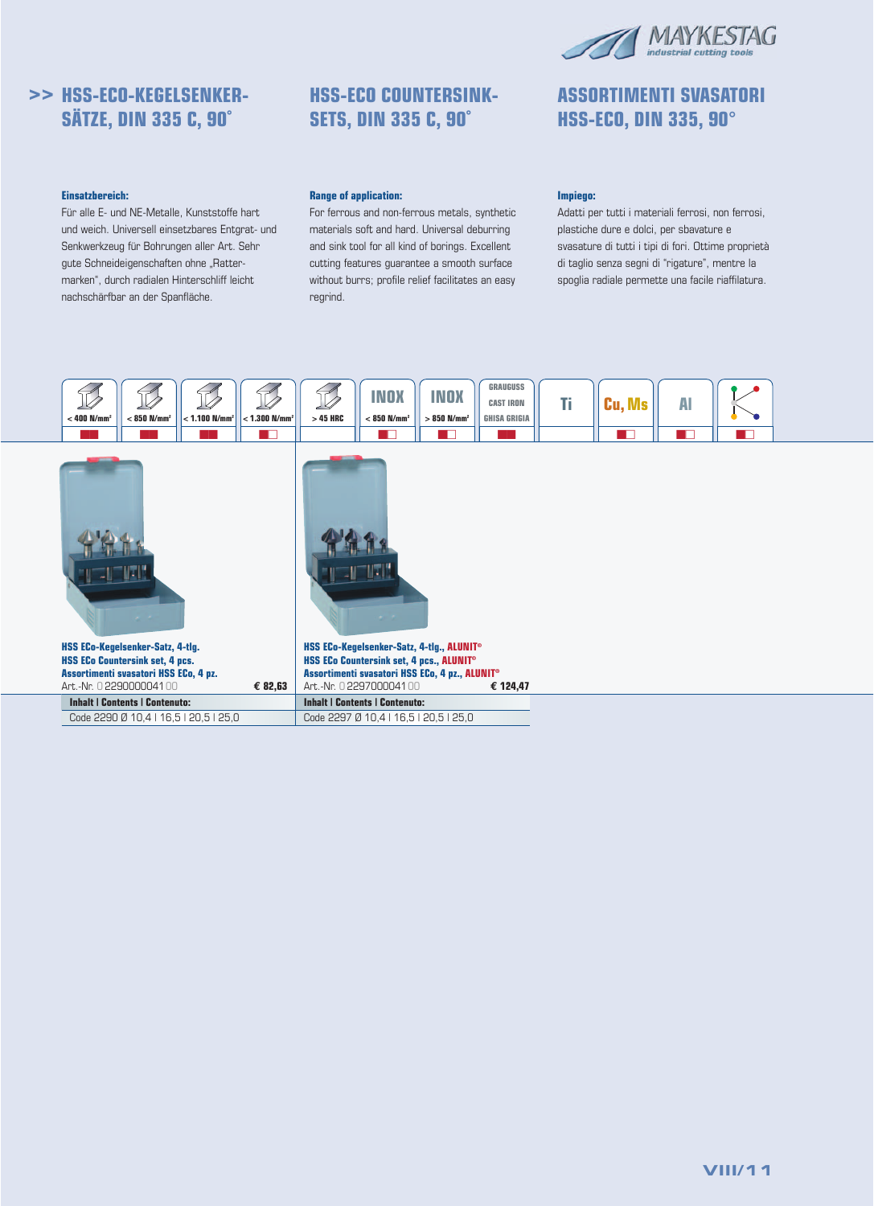MAYKESTAG
industrial cutting tools

## >> HSS-ECO-KEGELSENKER-SÄTZE, DIN 335 C, 90°

## HSS-ECO COUNTERSINK-SETS, DIN 335 C, 90°

## ASSORTIMENTI SVASATORI HSS-ECO, DIN 335, 90°

**Einsatzbereich:**
Für alle E- und NE-Metalle, Kunststoffe hart und weich. Universell einsetzbares Entgrat- und Senkwerkzeug für Bohrungen aller Art. Sehr gute Schneideigenschaften ohne „Rattermarken", durch radialen Hinterschliff leicht nachschärfbar an der Spanfläche.

**Range of application:**
For ferrous and non-ferrous metals, synthetic materials soft and hard. Universal deburring and sink tool for all kind of borings. Excellent cutting features guarantee a smooth surface without burrs; profile relief facilitates an easy regrind.

**Impiego:**
Adatti per tutti i materiali ferrosi, non ferrosi, plastiche dure e dolci, per sbavature e svasature di tutti i tipi di fori. Ottime proprietà di taglio senza segni di "rigature", mentre la spoglia radiale permette una facile riaffilatura.

| < 400 N/mm² | < 850 N/mm² | < 1.100 N/mm² | < 1.300 N/mm² | > 45 HRC | INOX < 850 N/mm² | INOX > 850 N/mm² | GRAUGUSS CAST IRON GHISA GRIGIA | Ti | Cu, Ms | Al | |
|---|---|---|---|---|---|---|---|---|---|---|---|
| ■■ | ■■ | ■■ | ■□ | | ■□ | ■□ | ■■ | | ■□ | ■□ | ■□ |

**HSS ECo-Kegelsenker-Satz, 4-tlg.**
**HSS ECo Countersink set, 4 pcs.**
**Assortimenti svasatori HSS ECo, 4 pz.**
Art.-Nr. 0 22900000041 00 — **€ 82,63**

| Inhalt \| Contents \| Contenuto: |
|---|
| Code 2290 Ø 10,4 \| 16,5 \| 20,5 \| 25,0 |

**HSS ECo-Kegelsenker-Satz, 4-tlg., ALUNIT®**
**HSS ECo Countersink set, 4 pcs., ALUNIT®**
**Assortimenti svasatori HSS ECo, 4 pz., ALUNIT®**
Art.-Nr. 0 22970000041 00 — **€ 124,47**

| Inhalt \| Contents \| Contenuto: |
|---|
| Code 2297 Ø 10,4 \| 16,5 \| 20,5 \| 25,0 |